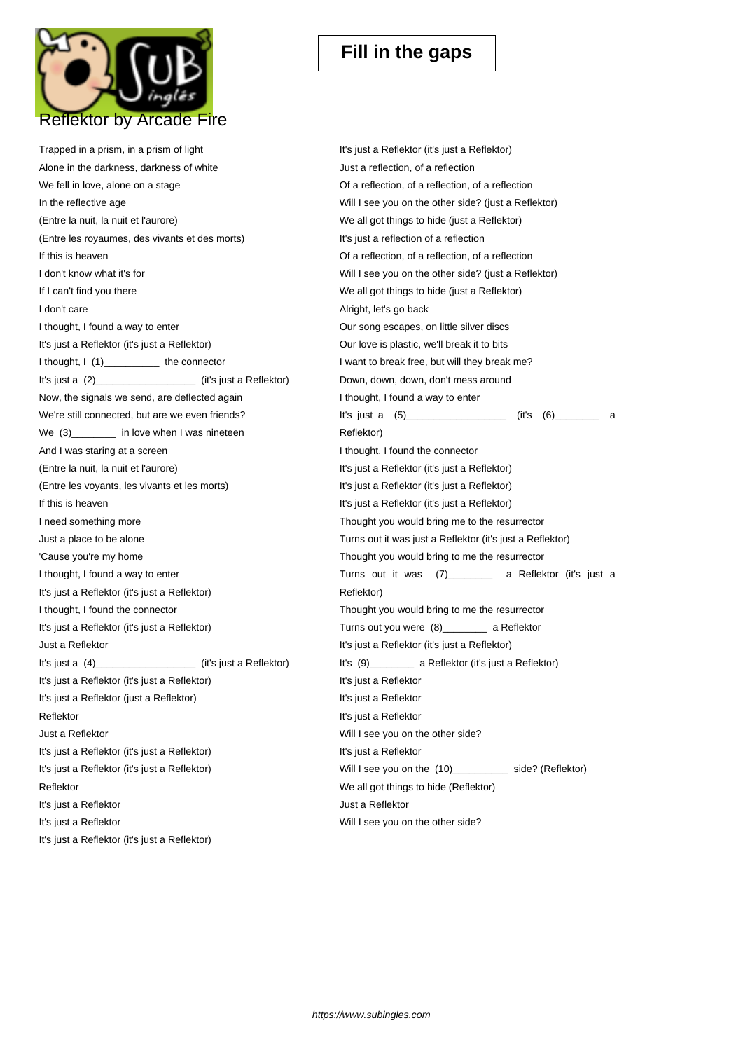# Fill in the gaps

## Reflektor by Arcade Fire

Trapped in a prism, in a prism of light
Alone in the darkness, darkness of white
We fell in love, alone on a stage
In the reflective age
(Entre la nuit, la nuit et l'aurore)
(Entre les royaumes, des vivants et des morts)
If this is heaven
I don't know what it's for
If I can't find you there
I don't care
I thought, I found a way to enter
It's just a Reflektor (it's just a Reflektor)
I thought, I (1)__________ the connector
It's just a (2)__________________ (it's just a Reflektor)
Now, the signals we send, are deflected again
We're still connected, but are we even friends?
We (3)________ in love when I was nineteen
And I was staring at a screen
(Entre la nuit, la nuit et l'aurore)
(Entre les voyants, les vivants et les morts)
If this is heaven
I need something more
Just a place to be alone
'Cause you're my home
I thought, I found a way to enter
It's just a Reflektor (it's just a Reflektor)
I thought, I found the connector
It's just a Reflektor (it's just a Reflektor)
Just a Reflektor
It's just a (4)__________________ (it's just a Reflektor)
It's just a Reflektor (it's just a Reflektor)
It's just a Reflektor (just a Reflektor)
Reflektor
Just a Reflektor
It's just a Reflektor (it's just a Reflektor)
It's just a Reflektor (it's just a Reflektor)
Reflektor
It's just a Reflektor
It's just a Reflektor
It's just a Reflektor (it's just a Reflektor)
It's just a Reflektor (it's just a Reflektor)
Just a reflection, of a reflection
Of a reflection, of a reflection, of a reflection
Will I see you on the other side? (just a Reflektor)
We all got things to hide (just a Reflektor)
It's just a reflection of a reflection
Of a reflection, of a reflection, of a reflection
Will I see you on the other side? (just a Reflektor)
We all got things to hide (just a Reflektor)
Alright, let's go back
Our song escapes, on little silver discs
Our love is plastic, we'll break it to bits
I want to break free, but will they break me?
Down, down, down, don't mess around
I thought, I found a way to enter
It's just a (5)__________________ (it's (6)________ a Reflektor)
I thought, I found the connector
It's just a Reflektor (it's just a Reflektor)
It's just a Reflektor (it's just a Reflektor)
It's just a Reflektor (it's just a Reflektor)
Thought you would bring me to the resurrector
Turns out it was just a Reflektor (it's just a Reflektor)
Thought you would bring to me the resurrector
Turns out it was (7)________ a Reflektor (it's just a Reflektor)
Thought you would bring to me the resurrector
Turns out you were (8)________ a Reflektor
It's just a Reflektor (it's just a Reflektor)
It's (9)________ a Reflektor (it's just a Reflektor)
It's just a Reflektor
It's just a Reflektor
It's just a Reflektor
Will I see you on the other side?
It's just a Reflektor
Will I see you on the (10)__________ side? (Reflektor)
We all got things to hide (Reflektor)
Just a Reflektor
Will I see you on the other side?

https://www.subingles.com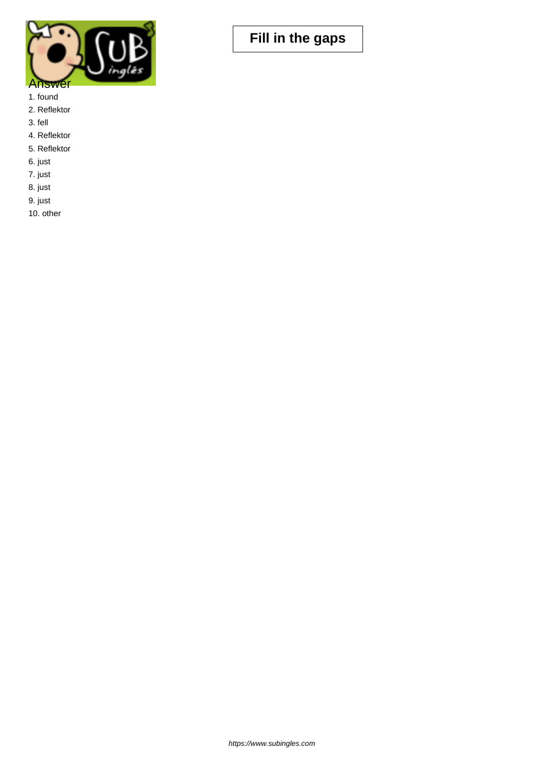# Fill in the gaps

## Answer

1. found
2. Reflektor
3. fell
4. Reflektor
5. Reflektor
6. just
7. just
8. just
9. just
10. other

https://www.subingles.com